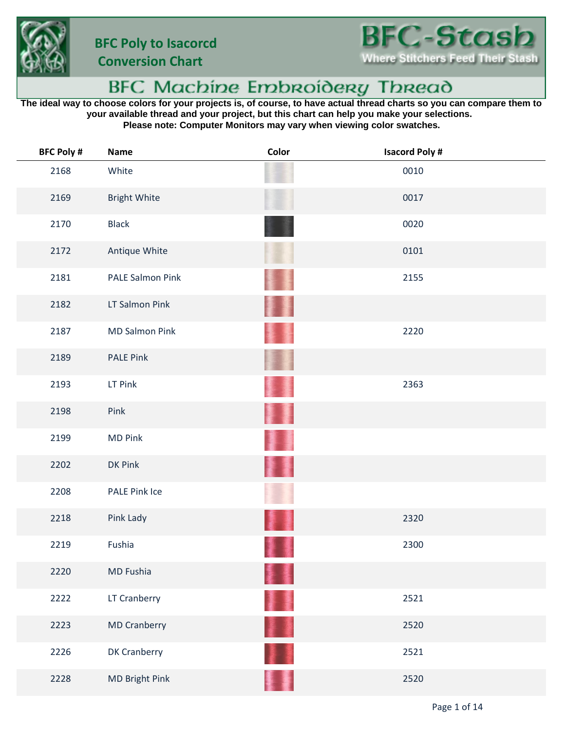# BFC Poly to Isacorcd Conversion Chart

**BFC-Stash**
**Where Stitchers Feed Their Stash**

## BFC Machine Embroidery Thread

**The ideal way to choose colors for your projects is, of course, to have actual thread charts so you can compare them to your available thread and your project, but this chart can help you make your selections.**
**Please note: Computer Monitors may vary when viewing color swatches.**

| BFC Poly # | Name | Color | Isacord Poly # |
|---|---|---|---|
| 2168 | White | | 0010 |
| 2169 | Bright White | | 0017 |
| 2170 | Black | | 0020 |
| 2172 | Antique White | | 0101 |
| 2181 | PALE Salmon Pink | | 2155 |
| 2182 | LT Salmon Pink | | |
| 2187 | MD Salmon Pink | | 2220 |
| 2189 | PALE Pink | | |
| 2193 | LT Pink | | 2363 |
| 2198 | Pink | | |
| 2199 | MD Pink | | |
| 2202 | DK Pink | | |
| 2208 | PALE Pink Ice | | |
| 2218 | Pink Lady | | 2320 |
| 2219 | Fushia | | 2300 |
| 2220 | MD Fushia | | |
| 2222 | LT Cranberry | | 2521 |
| 2223 | MD Cranberry | | 2520 |
| 2226 | DK Cranberry | | 2521 |
| 2228 | MD Bright Pink | | 2520 |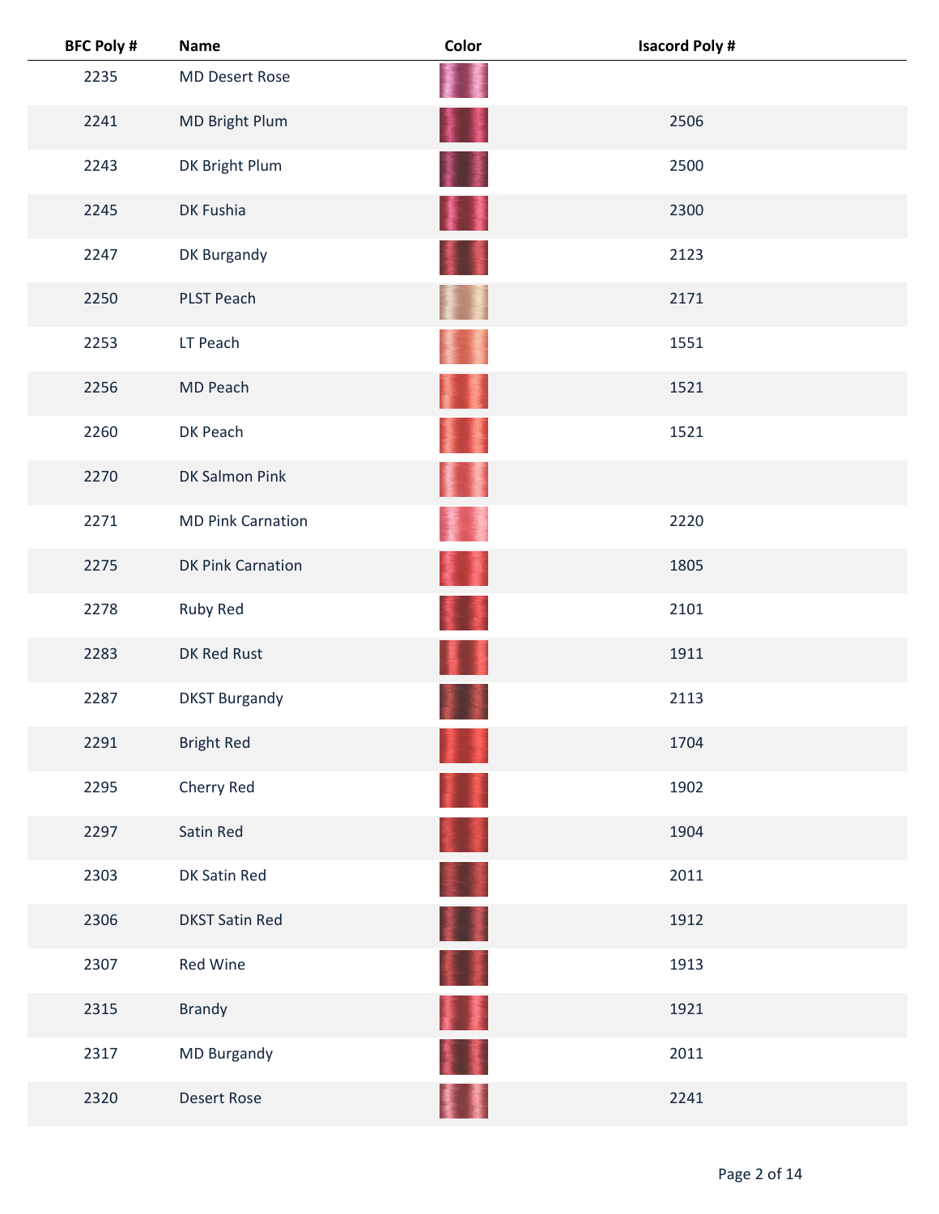| BFC Poly # | Name | Color | Isacord Poly # |
|---|---|---|---|
| 2235 | MD Desert Rose | | |
| 2241 | MD Bright Plum | | 2506 |
| 2243 | DK Bright Plum | | 2500 |
| 2245 | DK Fushia | | 2300 |
| 2247 | DK Burgandy | | 2123 |
| 2250 | PLST Peach | | 2171 |
| 2253 | LT Peach | | 1551 |
| 2256 | MD Peach | | 1521 |
| 2260 | DK Peach | | 1521 |
| 2270 | DK Salmon Pink | | |
| 2271 | MD Pink Carnation | | 2220 |
| 2275 | DK Pink Carnation | | 1805 |
| 2278 | Ruby Red | | 2101 |
| 2283 | DK Red Rust | | 1911 |
| 2287 | DKST Burgandy | | 2113 |
| 2291 | Bright Red | | 1704 |
| 2295 | Cherry Red | | 1902 |
| 2297 | Satin Red | | 1904 |
| 2303 | DK Satin Red | | 2011 |
| 2306 | DKST Satin Red | | 1912 |
| 2307 | Red Wine | | 1913 |
| 2315 | Brandy | | 1921 |
| 2317 | MD Burgandy | | 2011 |
| 2320 | Desert Rose | | 2241 |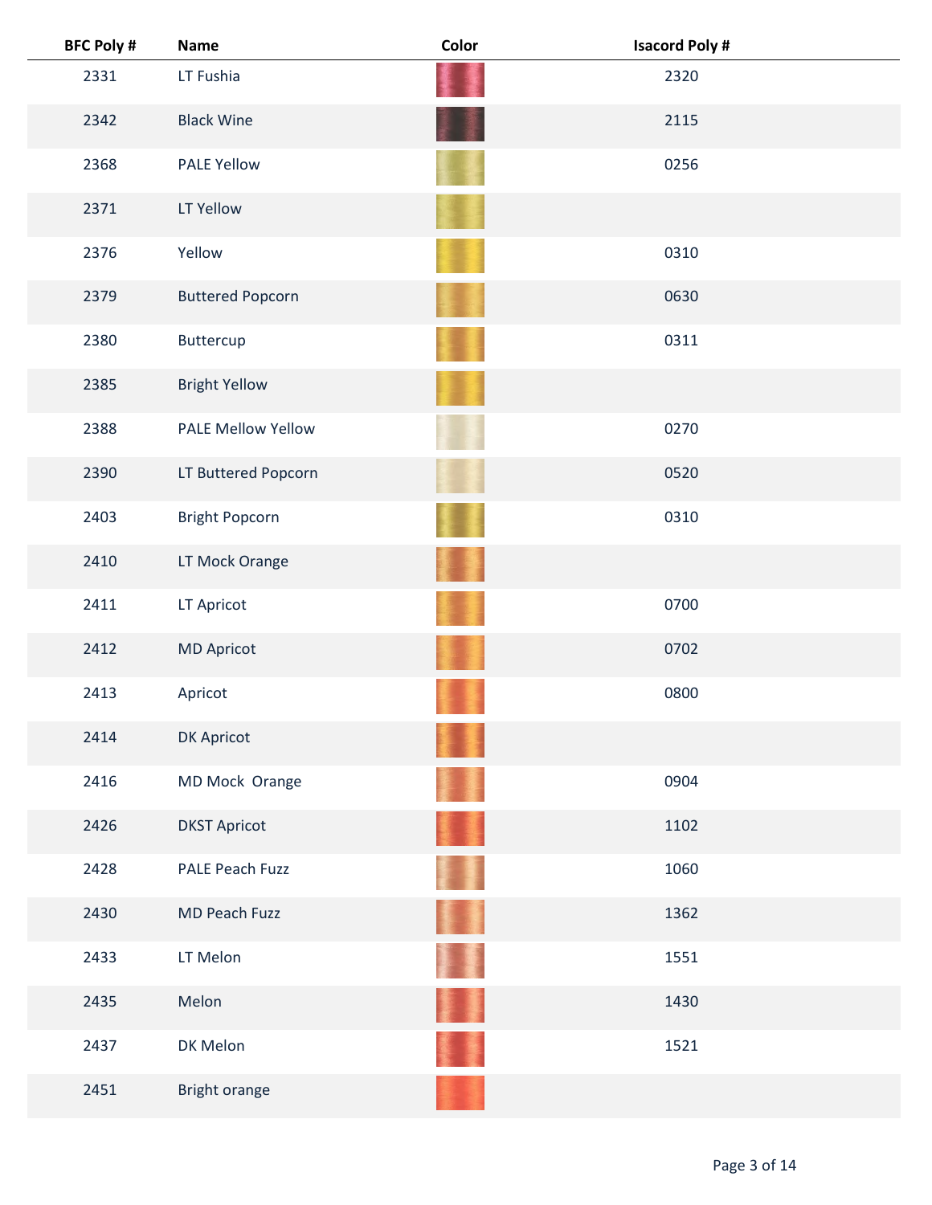| BFC Poly # | Name | Color | Isacord Poly # |
|---|---|---|---|
| 2331 | LT Fushia | | 2320 |
| 2342 | Black Wine | | 2115 |
| 2368 | PALE Yellow | | 0256 |
| 2371 | LT Yellow | | |
| 2376 | Yellow | | 0310 |
| 2379 | Buttered Popcorn | | 0630 |
| 2380 | Buttercup | | 0311 |
| 2385 | Bright Yellow | | |
| 2388 | PALE Mellow Yellow | | 0270 |
| 2390 | LT Buttered Popcorn | | 0520 |
| 2403 | Bright Popcorn | | 0310 |
| 2410 | LT Mock Orange | | |
| 2411 | LT Apricot | | 0700 |
| 2412 | MD Apricot | | 0702 |
| 2413 | Apricot | | 0800 |
| 2414 | DK Apricot | | |
| 2416 | MD Mock Orange | | 0904 |
| 2426 | DKST Apricot | | 1102 |
| 2428 | PALE Peach Fuzz | | 1060 |
| 2430 | MD Peach Fuzz | | 1362 |
| 2433 | LT Melon | | 1551 |
| 2435 | Melon | | 1430 |
| 2437 | DK Melon | | 1521 |
| 2451 | Bright orange | | |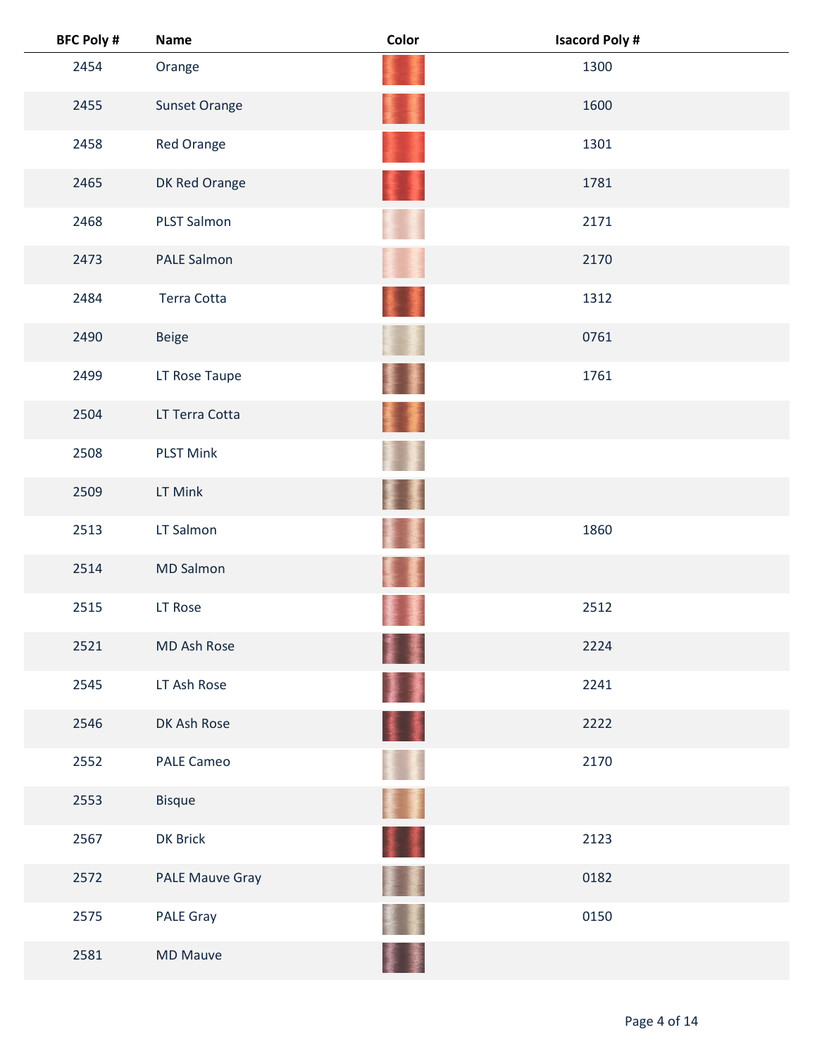| BFC Poly # | Name | Color | Isacord Poly # |
|---|---|---|---|
| 2454 | Orange | | 1300 |
| 2455 | Sunset Orange | | 1600 |
| 2458 | Red Orange | | 1301 |
| 2465 | DK Red Orange | | 1781 |
| 2468 | PLST Salmon | | 2171 |
| 2473 | PALE Salmon | | 2170 |
| 2484 | Terra Cotta | | 1312 |
| 2490 | Beige | | 0761 |
| 2499 | LT Rose Taupe | | 1761 |
| 2504 | LT Terra Cotta | | |
| 2508 | PLST Mink | | |
| 2509 | LT Mink | | |
| 2513 | LT Salmon | | 1860 |
| 2514 | MD Salmon | | |
| 2515 | LT Rose | | 2512 |
| 2521 | MD Ash Rose | | 2224 |
| 2545 | LT Ash Rose | | 2241 |
| 2546 | DK Ash Rose | | 2222 |
| 2552 | PALE Cameo | | 2170 |
| 2553 | Bisque | | |
| 2567 | DK Brick | | 2123 |
| 2572 | PALE Mauve Gray | | 0182 |
| 2575 | PALE Gray | | 0150 |
| 2581 | MD Mauve | | |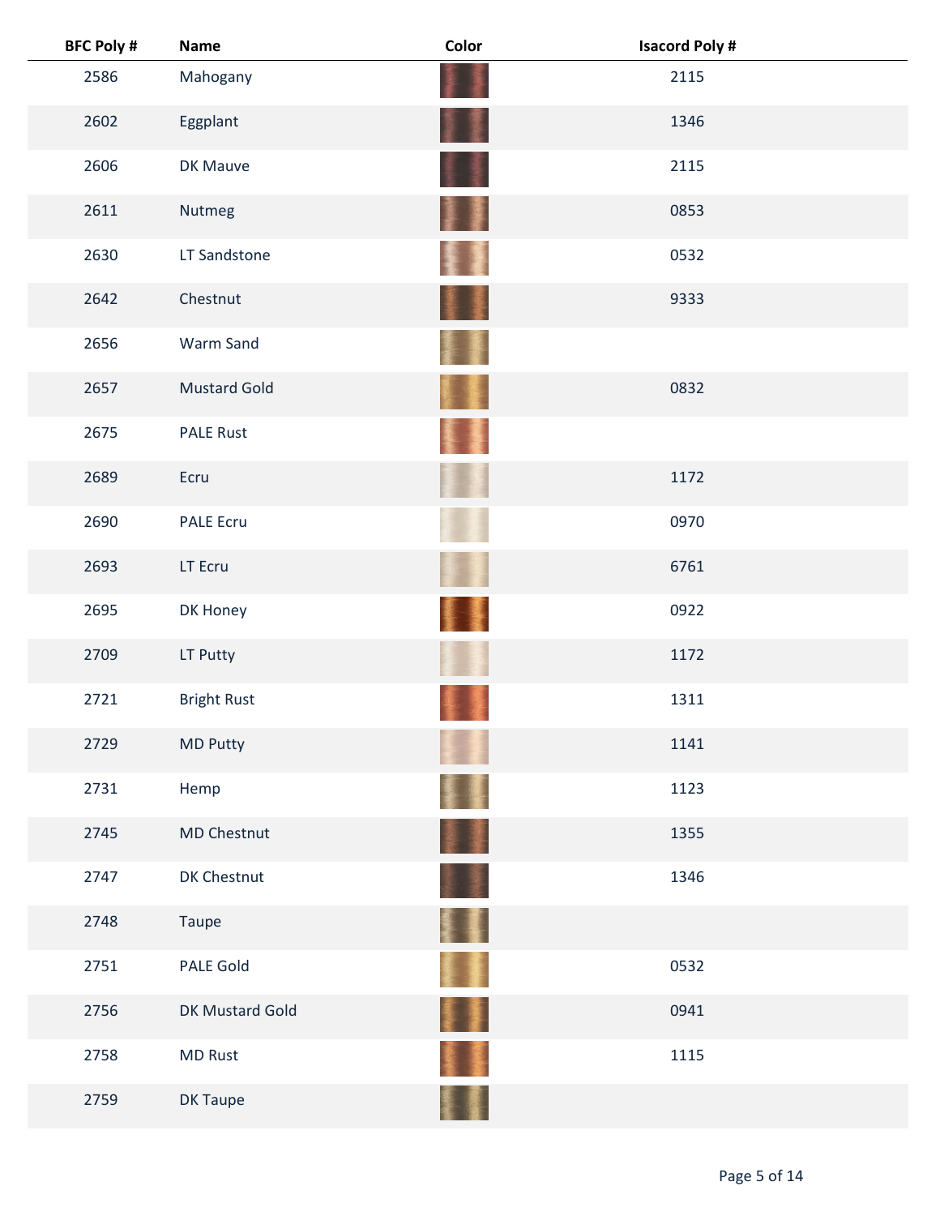| BFC Poly # | Name | Color | Isacord Poly # |
|---|---|---|---|
| 2586 | Mahogany | | 2115 |
| 2602 | Eggplant | | 1346 |
| 2606 | DK Mauve | | 2115 |
| 2611 | Nutmeg | | 0853 |
| 2630 | LT Sandstone | | 0532 |
| 2642 | Chestnut | | 9333 |
| 2656 | Warm Sand | | |
| 2657 | Mustard Gold | | 0832 |
| 2675 | PALE Rust | | |
| 2689 | Ecru | | 1172 |
| 2690 | PALE Ecru | | 0970 |
| 2693 | LT Ecru | | 6761 |
| 2695 | DK Honey | | 0922 |
| 2709 | LT Putty | | 1172 |
| 2721 | Bright Rust | | 1311 |
| 2729 | MD Putty | | 1141 |
| 2731 | Hemp | | 1123 |
| 2745 | MD Chestnut | | 1355 |
| 2747 | DK Chestnut | | 1346 |
| 2748 | Taupe | | |
| 2751 | PALE Gold | | 0532 |
| 2756 | DK Mustard Gold | | 0941 |
| 2758 | MD Rust | | 1115 |
| 2759 | DK Taupe | | |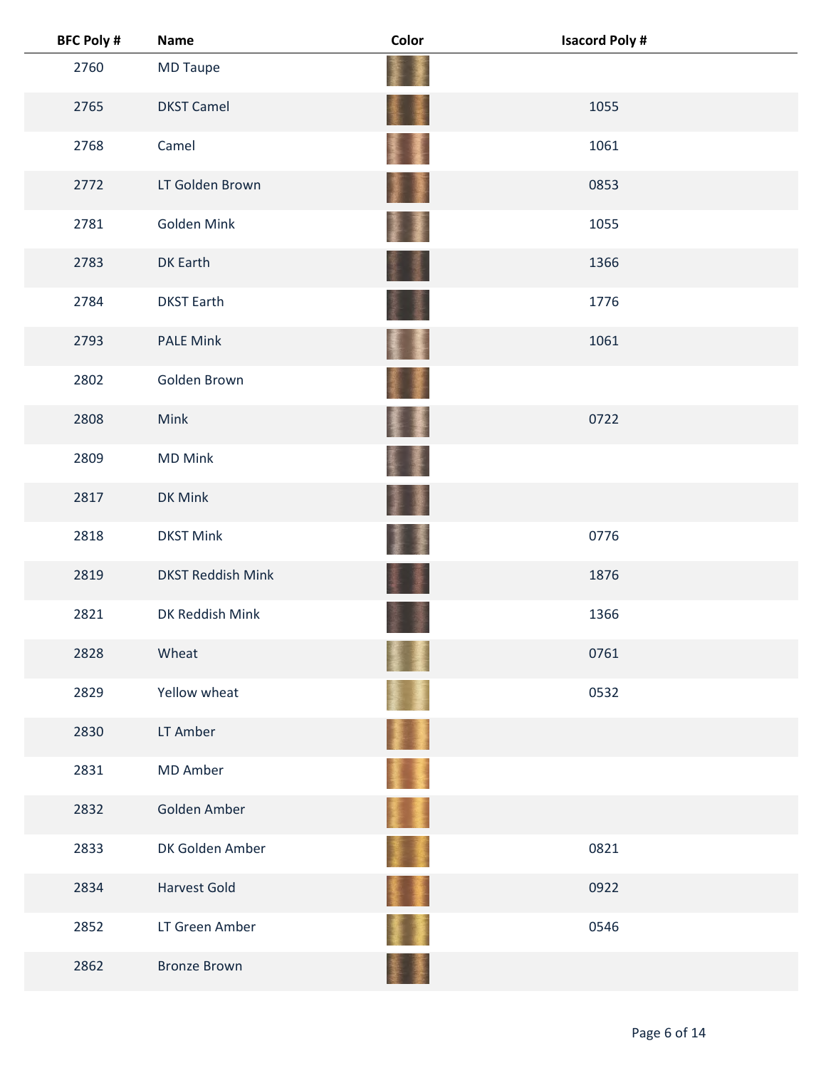| BFC Poly # | Name | Color | Isacord Poly # |
|---|---|---|---|
| 2760 | MD Taupe | | |
| 2765 | DKST Camel | | 1055 |
| 2768 | Camel | | 1061 |
| 2772 | LT Golden Brown | | 0853 |
| 2781 | Golden Mink | | 1055 |
| 2783 | DK Earth | | 1366 |
| 2784 | DKST Earth | | 1776 |
| 2793 | PALE Mink | | 1061 |
| 2802 | Golden Brown | | |
| 2808 | Mink | | 0722 |
| 2809 | MD Mink | | |
| 2817 | DK Mink | | |
| 2818 | DKST Mink | | 0776 |
| 2819 | DKST Reddish Mink | | 1876 |
| 2821 | DK Reddish Mink | | 1366 |
| 2828 | Wheat | | 0761 |
| 2829 | Yellow wheat | | 0532 |
| 2830 | LT Amber | | |
| 2831 | MD Amber | | |
| 2832 | Golden Amber | | |
| 2833 | DK Golden Amber | | 0821 |
| 2834 | Harvest Gold | | 0922 |
| 2852 | LT Green Amber | | 0546 |
| 2862 | Bronze Brown | | |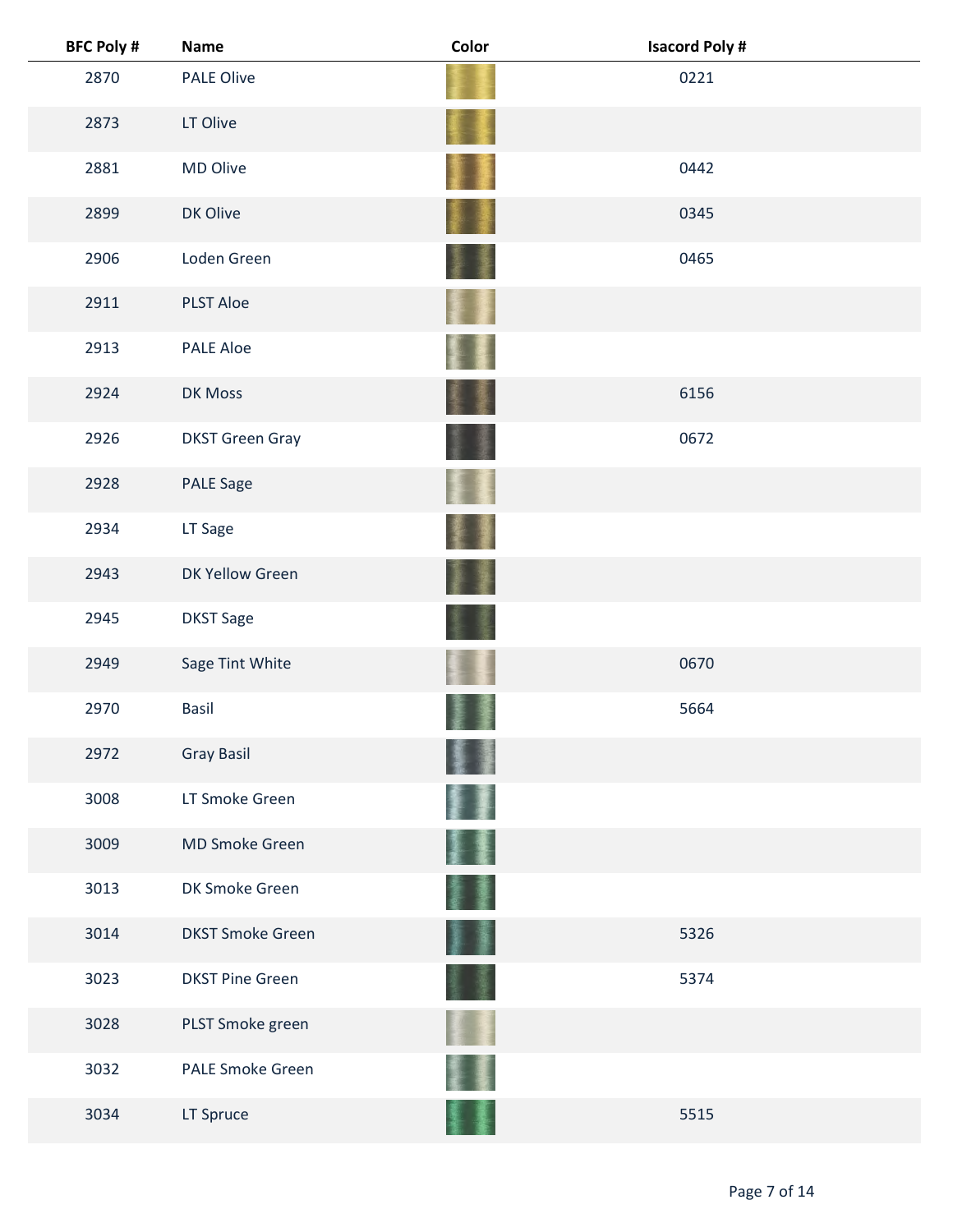| BFC Poly # | Name | Color | Isacord Poly # |
|---|---|---|---|
| 2870 | PALE Olive | | 0221 |
| 2873 | LT Olive | | |
| 2881 | MD Olive | | 0442 |
| 2899 | DK Olive | | 0345 |
| 2906 | Loden Green | | 0465 |
| 2911 | PLST Aloe | | |
| 2913 | PALE Aloe | | |
| 2924 | DK Moss | | 6156 |
| 2926 | DKST Green Gray | | 0672 |
| 2928 | PALE Sage | | |
| 2934 | LT Sage | | |
| 2943 | DK Yellow Green | | |
| 2945 | DKST Sage | | |
| 2949 | Sage Tint White | | 0670 |
| 2970 | Basil | | 5664 |
| 2972 | Gray Basil | | |
| 3008 | LT Smoke Green | | |
| 3009 | MD Smoke Green | | |
| 3013 | DK Smoke Green | | |
| 3014 | DKST Smoke Green | | 5326 |
| 3023 | DKST Pine Green | | 5374 |
| 3028 | PLST Smoke green | | |
| 3032 | PALE Smoke Green | | |
| 3034 | LT Spruce | | 5515 |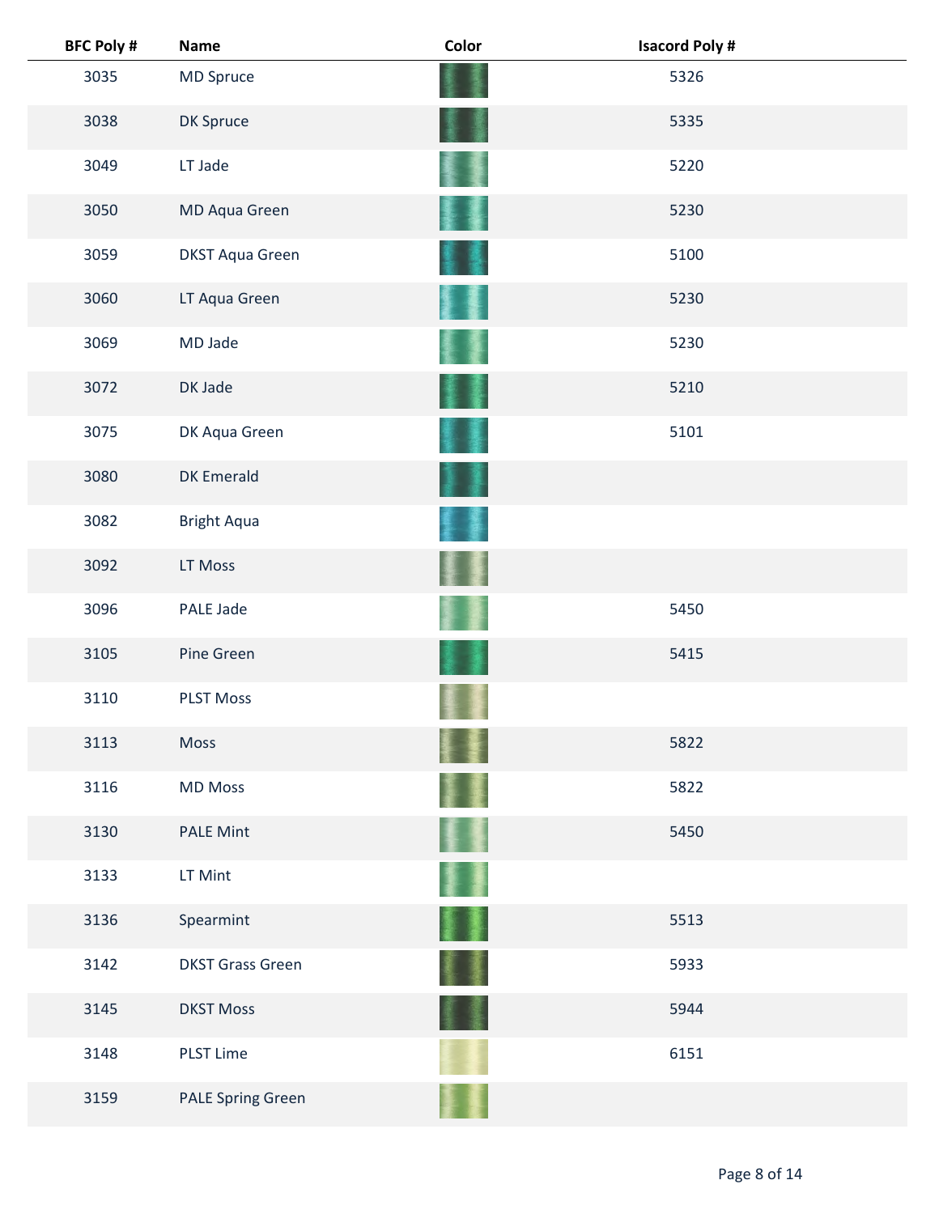| BFC Poly # | Name | Color | Isacord Poly # |
|---|---|---|---|
| 3035 | MD Spruce | | 5326 |
| 3038 | DK Spruce | | 5335 |
| 3049 | LT Jade | | 5220 |
| 3050 | MD Aqua Green | | 5230 |
| 3059 | DKST Aqua Green | | 5100 |
| 3060 | LT Aqua Green | | 5230 |
| 3069 | MD Jade | | 5230 |
| 3072 | DK Jade | | 5210 |
| 3075 | DK Aqua Green | | 5101 |
| 3080 | DK Emerald | | |
| 3082 | Bright Aqua | | |
| 3092 | LT Moss | | |
| 3096 | PALE Jade | | 5450 |
| 3105 | Pine Green | | 5415 |
| 3110 | PLST Moss | | |
| 3113 | Moss | | 5822 |
| 3116 | MD Moss | | 5822 |
| 3130 | PALE Mint | | 5450 |
| 3133 | LT Mint | | |
| 3136 | Spearmint | | 5513 |
| 3142 | DKST Grass Green | | 5933 |
| 3145 | DKST Moss | | 5944 |
| 3148 | PLST Lime | | 6151 |
| 3159 | PALE Spring Green | | |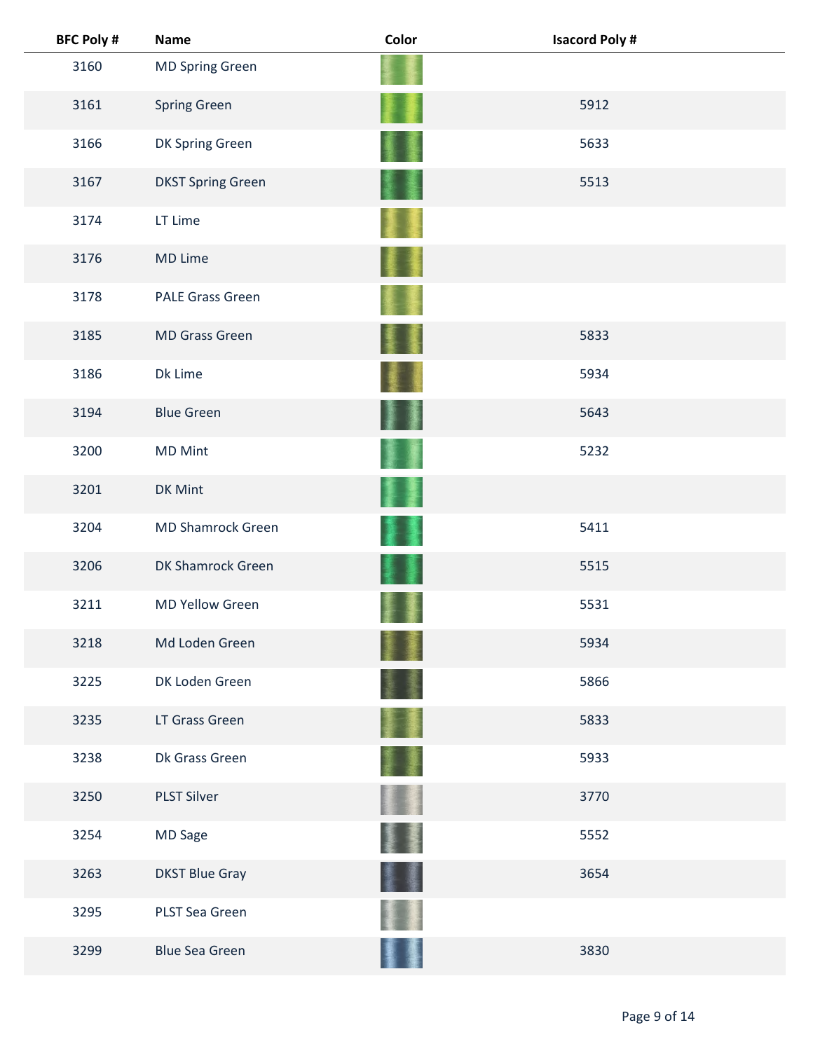| BFC Poly # | Name | Color | Isacord Poly # |
| --- | --- | --- | --- |
| 3160 | MD Spring Green | | |
| 3161 | Spring Green | | 5912 |
| 3166 | DK Spring Green | | 5633 |
| 3167 | DKST Spring Green | | 5513 |
| 3174 | LT Lime | | |
| 3176 | MD Lime | | |
| 3178 | PALE Grass Green | | |
| 3185 | MD Grass Green | | 5833 |
| 3186 | Dk Lime | | 5934 |
| 3194 | Blue Green | | 5643 |
| 3200 | MD Mint | | 5232 |
| 3201 | DK Mint | | |
| 3204 | MD Shamrock Green | | 5411 |
| 3206 | DK Shamrock Green | | 5515 |
| 3211 | MD Yellow Green | | 5531 |
| 3218 | Md Loden Green | | 5934 |
| 3225 | DK Loden Green | | 5866 |
| 3235 | LT Grass Green | | 5833 |
| 3238 | Dk Grass Green | | 5933 |
| 3250 | PLST Silver | | 3770 |
| 3254 | MD Sage | | 5552 |
| 3263 | DKST Blue Gray | | 3654 |
| 3295 | PLST Sea Green | | |
| 3299 | Blue Sea Green | | 3830 |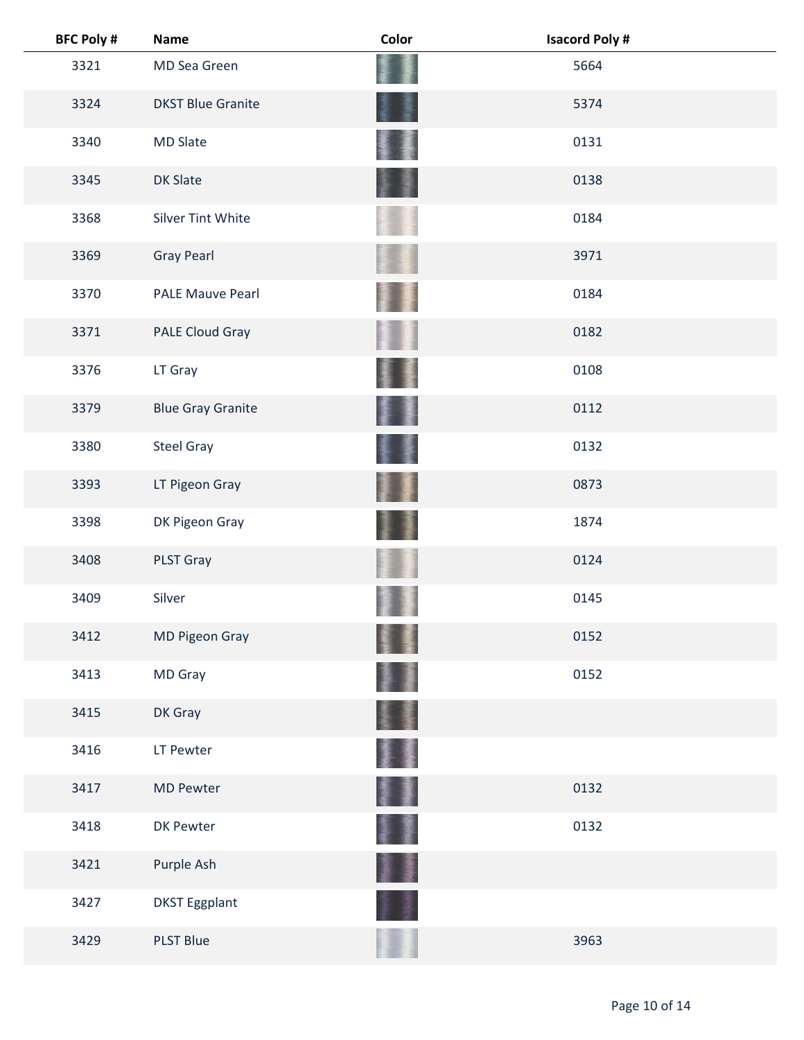| BFC Poly # | Name | Color | Isacord Poly # |
|---|---|---|---|
| 3321 | MD Sea Green | | 5664 |
| 3324 | DKST Blue Granite | | 5374 |
| 3340 | MD Slate | | 0131 |
| 3345 | DK Slate | | 0138 |
| 3368 | Silver Tint White | | 0184 |
| 3369 | Gray Pearl | | 3971 |
| 3370 | PALE Mauve Pearl | | 0184 |
| 3371 | PALE Cloud Gray | | 0182 |
| 3376 | LT Gray | | 0108 |
| 3379 | Blue Gray Granite | | 0112 |
| 3380 | Steel Gray | | 0132 |
| 3393 | LT Pigeon Gray | | 0873 |
| 3398 | DK Pigeon Gray | | 1874 |
| 3408 | PLST Gray | | 0124 |
| 3409 | Silver | | 0145 |
| 3412 | MD Pigeon Gray | | 0152 |
| 3413 | MD Gray | | 0152 |
| 3415 | DK Gray | | |
| 3416 | LT Pewter | | |
| 3417 | MD Pewter | | 0132 |
| 3418 | DK Pewter | | 0132 |
| 3421 | Purple Ash | | |
| 3427 | DKST Eggplant | | |
| 3429 | PLST Blue | | 3963 |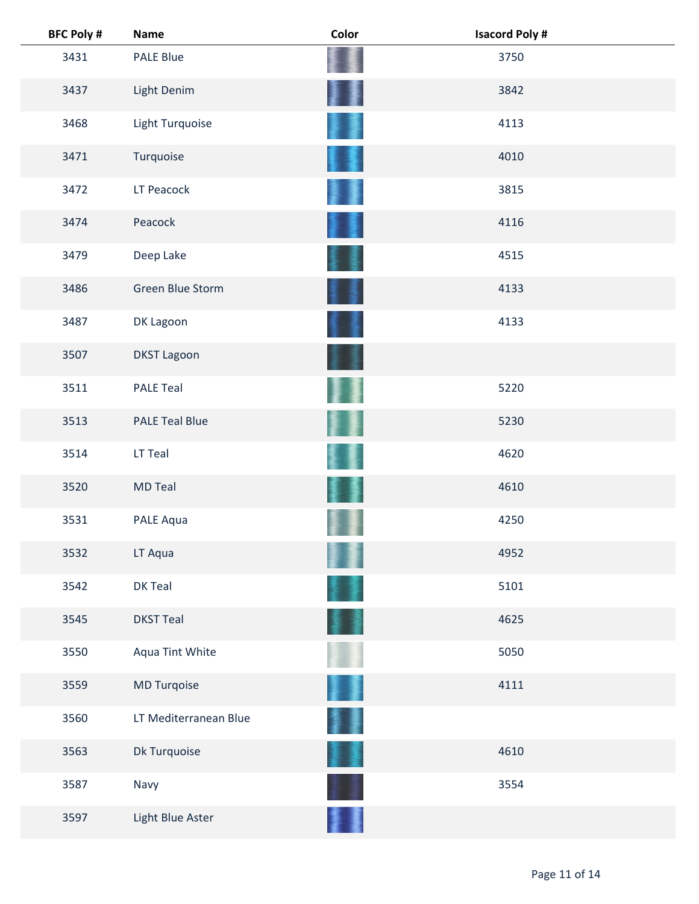| BFC Poly # | Name | Color | Isacord Poly # |
|---|---|---|---|
| 3431 | PALE Blue | | 3750 |
| 3437 | Light Denim | | 3842 |
| 3468 | Light Turquoise | | 4113 |
| 3471 | Turquoise | | 4010 |
| 3472 | LT Peacock | | 3815 |
| 3474 | Peacock | | 4116 |
| 3479 | Deep Lake | | 4515 |
| 3486 | Green Blue Storm | | 4133 |
| 3487 | DK Lagoon | | 4133 |
| 3507 | DKST Lagoon | | |
| 3511 | PALE Teal | | 5220 |
| 3513 | PALE Teal Blue | | 5230 |
| 3514 | LT Teal | | 4620 |
| 3520 | MD Teal | | 4610 |
| 3531 | PALE Aqua | | 4250 |
| 3532 | LT Aqua | | 4952 |
| 3542 | DK Teal | | 5101 |
| 3545 | DKST Teal | | 4625 |
| 3550 | Aqua Tint White | | 5050 |
| 3559 | MD Turqoise | | 4111 |
| 3560 | LT Mediterranean Blue | | |
| 3563 | Dk Turquoise | | 4610 |
| 3587 | Navy | | 3554 |
| 3597 | Light Blue Aster | | |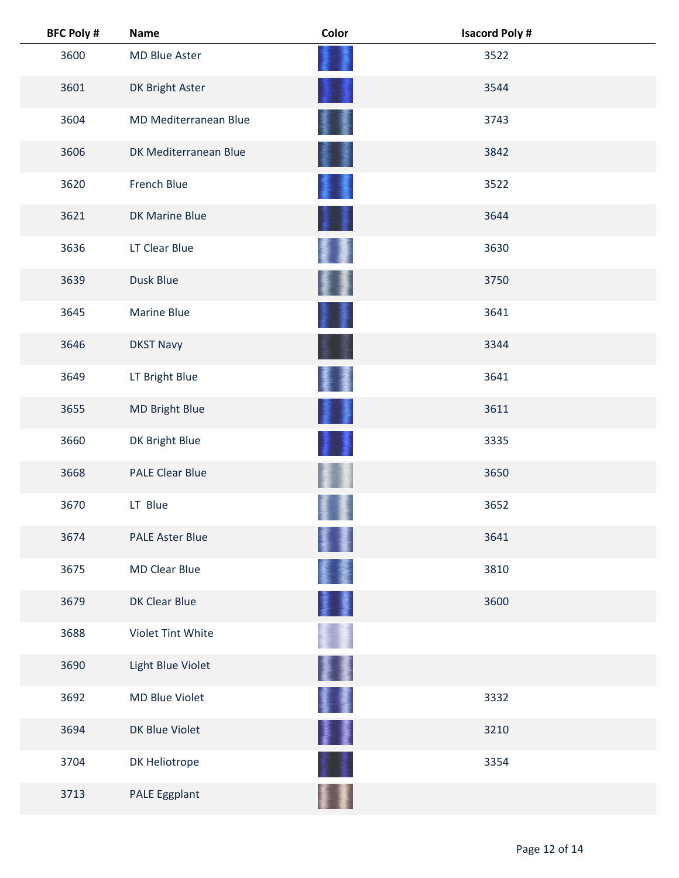| BFC Poly # | Name | Color | Isacord Poly # |
|---|---|---|---|
| 3600 | MD Blue Aster | | 3522 |
| 3601 | DK Bright Aster | | 3544 |
| 3604 | MD Mediterranean Blue | | 3743 |
| 3606 | DK Mediterranean Blue | | 3842 |
| 3620 | French Blue | | 3522 |
| 3621 | DK Marine Blue | | 3644 |
| 3636 | LT Clear Blue | | 3630 |
| 3639 | Dusk Blue | | 3750 |
| 3645 | Marine Blue | | 3641 |
| 3646 | DKST Navy | | 3344 |
| 3649 | LT Bright Blue | | 3641 |
| 3655 | MD Bright Blue | | 3611 |
| 3660 | DK Bright Blue | | 3335 |
| 3668 | PALE Clear Blue | | 3650 |
| 3670 | LT Blue | | 3652 |
| 3674 | PALE Aster Blue | | 3641 |
| 3675 | MD Clear Blue | | 3810 |
| 3679 | DK Clear Blue | | 3600 |
| 3688 | Violet Tint White | | |
| 3690 | Light Blue Violet | | |
| 3692 | MD Blue Violet | | 3332 |
| 3694 | DK Blue Violet | | 3210 |
| 3704 | DK Heliotrope | | 3354 |
| 3713 | PALE Eggplant | | |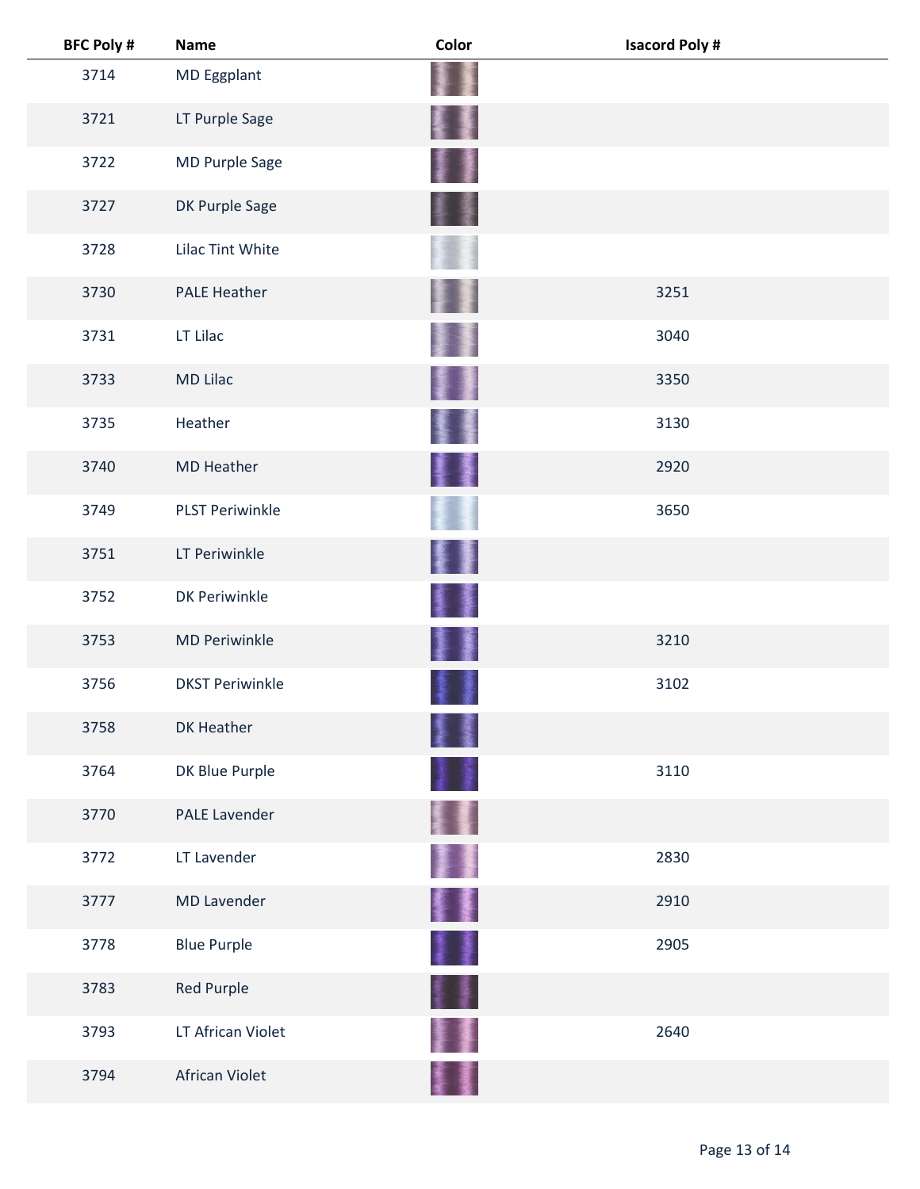| BFC Poly # | Name | Color | Isacord Poly # |
|---|---|---|---|
| 3714 | MD Eggplant | | |
| 3721 | LT Purple Sage | | |
| 3722 | MD Purple Sage | | |
| 3727 | DK Purple Sage | | |
| 3728 | Lilac Tint White | | |
| 3730 | PALE Heather | | 3251 |
| 3731 | LT Lilac | | 3040 |
| 3733 | MD Lilac | | 3350 |
| 3735 | Heather | | 3130 |
| 3740 | MD Heather | | 2920 |
| 3749 | PLST Periwinkle | | 3650 |
| 3751 | LT Periwinkle | | |
| 3752 | DK Periwinkle | | |
| 3753 | MD Periwinkle | | 3210 |
| 3756 | DKST Periwinkle | | 3102 |
| 3758 | DK Heather | | |
| 3764 | DK Blue Purple | | 3110 |
| 3770 | PALE Lavender | | |
| 3772 | LT Lavender | | 2830 |
| 3777 | MD Lavender | | 2910 |
| 3778 | Blue Purple | | 2905 |
| 3783 | Red Purple | | |
| 3793 | LT African Violet | | 2640 |
| 3794 | African Violet | | |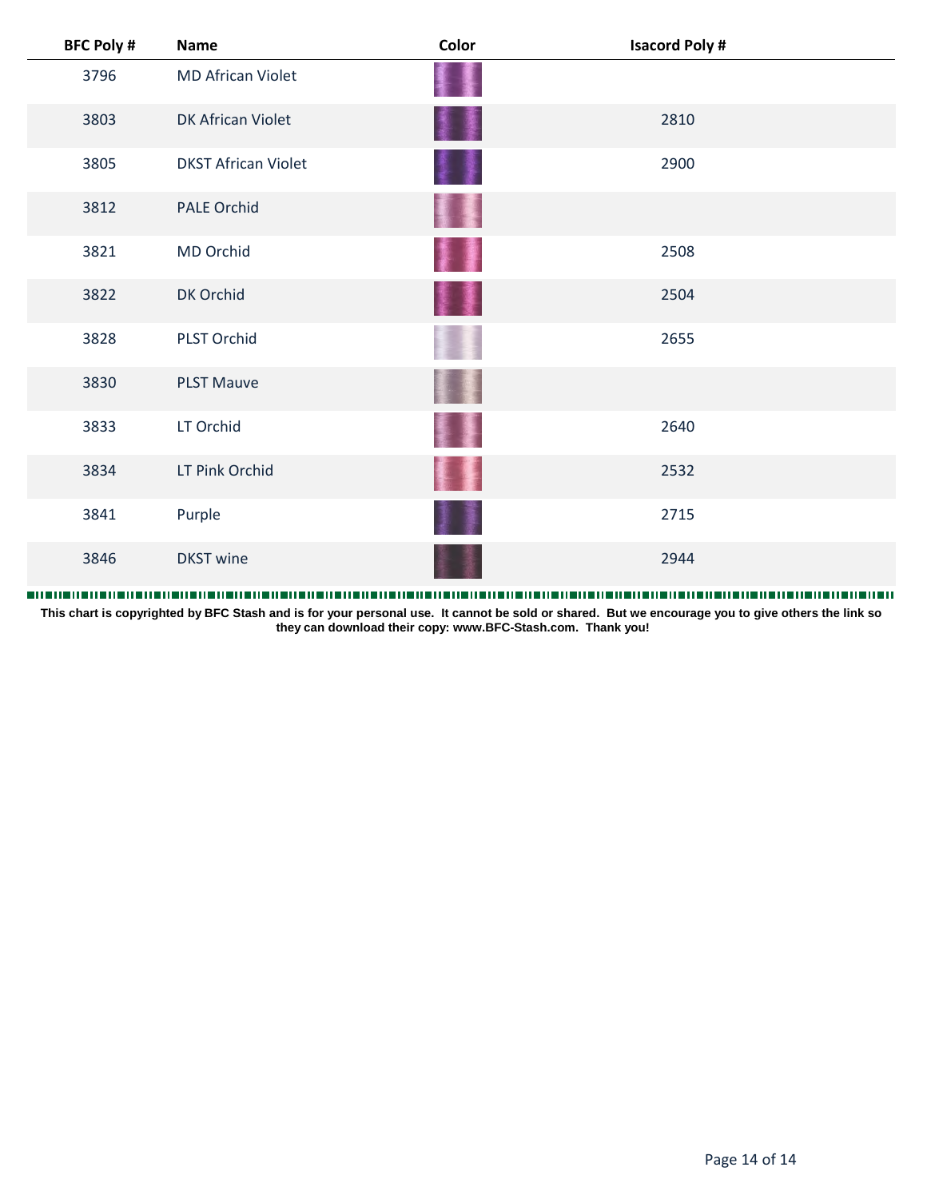| BFC Poly # | Name | Color | Isacord Poly # |
|---|---|---|---|
| 3796 | MD African Violet | | |
| 3803 | DK African Violet | | 2810 |
| 3805 | DKST African Violet | | 2900 |
| 3812 | PALE Orchid | | |
| 3821 | MD Orchid | | 2508 |
| 3822 | DK Orchid | | 2504 |
| 3828 | PLST Orchid | | 2655 |
| 3830 | PLST Mauve | | |
| 3833 | LT Orchid | | 2640 |
| 3834 | LT Pink Orchid | | 2532 |
| 3841 | Purple | | 2715 |
| 3846 | DKST wine | | 2944 |

**This chart is copyrighted by BFC Stash and is for your personal use. It cannot be sold or shared. But we encourage you to give others the link so they can download their copy: www.BFC-Stash.com. Thank you!**